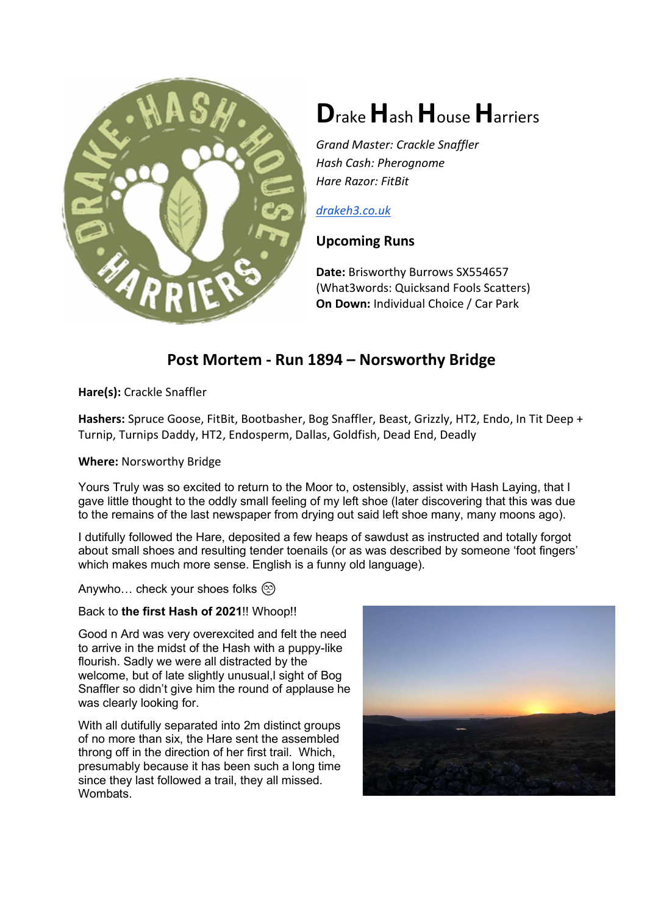# **D**rake **H**ash **H**ouse **H**arriers

*Grand Master: Crackle Snaffler*
*Hash Cash: Pherognome*
*Hare Razor: FitBit*

*drakeh3.co.uk*

## Upcoming Runs

**Date:** Brisworthy Burrows SX554657
(What3words: Quicksand Fools Scatters)
**On Down:** Individual Choice / Car Park

## Post Mortem - Run 1894 – Norsworthy Bridge

**Hare(s):** Crackle Snaffler

**Hashers:** Spruce Goose, FitBit, Bootbasher, Bog Snaffler, Beast, Grizzly, HT2, Endo, In Tit Deep + Turnip, Turnips Daddy, HT2, Endosperm, Dallas, Goldfish, Dead End, Deadly

**Where:** Norsworthy Bridge

Yours Truly was so excited to return to the Moor to, ostensibly, assist with Hash Laying, that I gave little thought to the oddly small feeling of my left shoe (later discovering that this was due to the remains of the last newspaper from drying out said left shoe many, many moons ago).

I dutifully followed the Hare, deposited a few heaps of sawdust as instructed and totally forgot about small shoes and resulting tender toenails (or as was described by someone 'foot fingers' which makes much more sense. English is a funny old language).

Anywho… check your shoes folks 😳

Back to **the first Hash of 2021**!! Whoop!!

Good n Ard was very overexcited and felt the need to arrive in the midst of the Hash with a puppy-like flourish. Sadly we were all distracted by the welcome, but of late slightly unusual,l sight of Bog Snaffler so didn't give him the round of applause he was clearly looking for.

With all dutifully separated into 2m distinct groups of no more than six, the Hare sent the assembled throng off in the direction of her first trail. Which, presumably because it has been such a long time since they last followed a trail, they all missed. Wombats.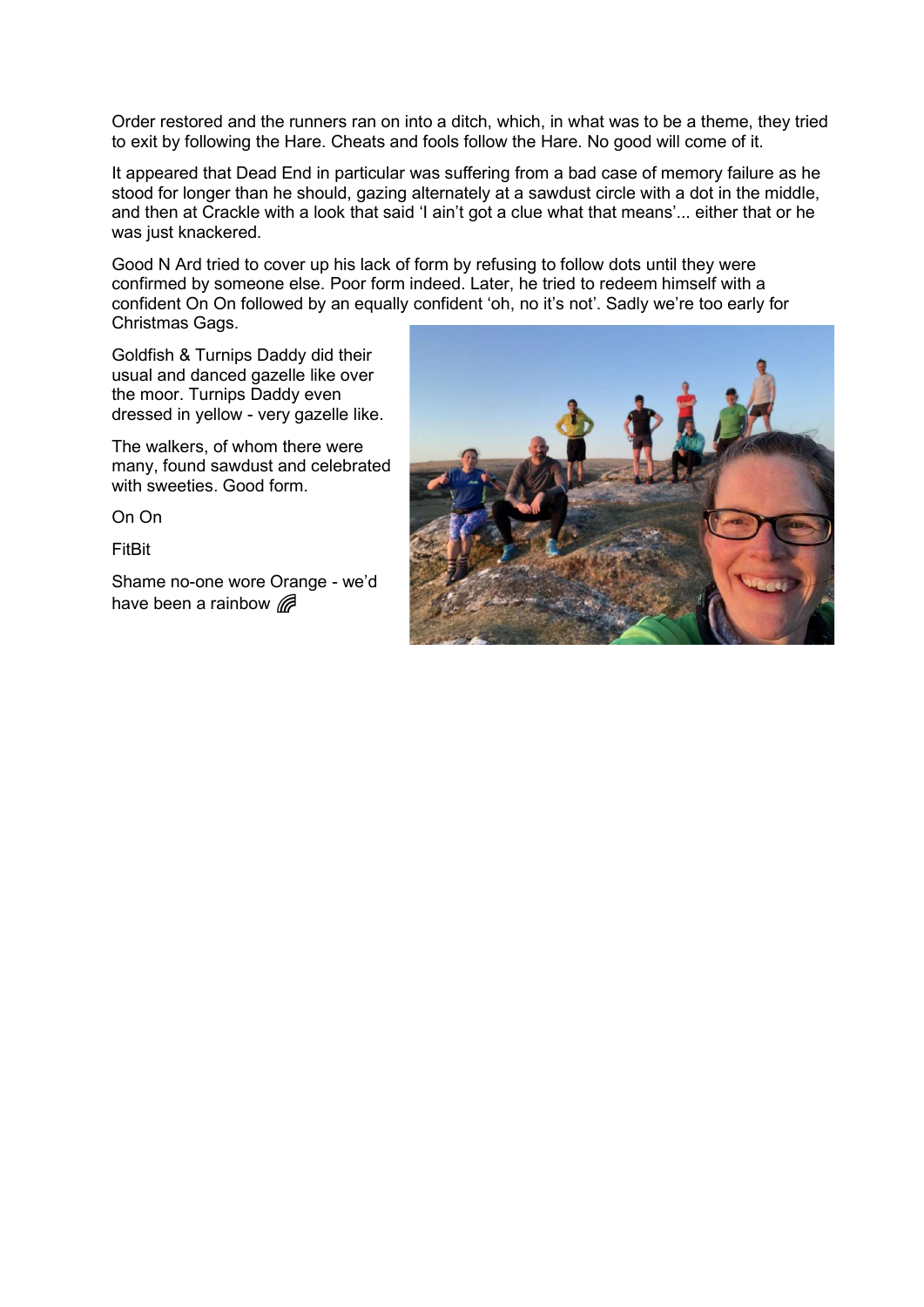Order restored and the runners ran on into a ditch, which, in what was to be a theme, they tried to exit by following the Hare. Cheats and fools follow the Hare. No good will come of it.

It appeared that Dead End in particular was suffering from a bad case of memory failure as he stood for longer than he should, gazing alternately at a sawdust circle with a dot in the middle, and then at Crackle with a look that said 'I ain't got a clue what that means'... either that or he was just knackered.

Good N Ard tried to cover up his lack of form by refusing to follow dots until they were confirmed by someone else. Poor form indeed. Later, he tried to redeem himself with a confident On On followed by an equally confident 'oh, no it's not'. Sadly we're too early for Christmas Gags.

Goldfish & Turnips Daddy did their usual and danced gazelle like over the moor. Turnips Daddy even dressed in yellow - very gazelle like.

The walkers, of whom there were many, found sawdust and celebrated with sweeties. Good form.

On On

FitBit

Shame no-one wore Orange - we'd have been a rainbow 🌈